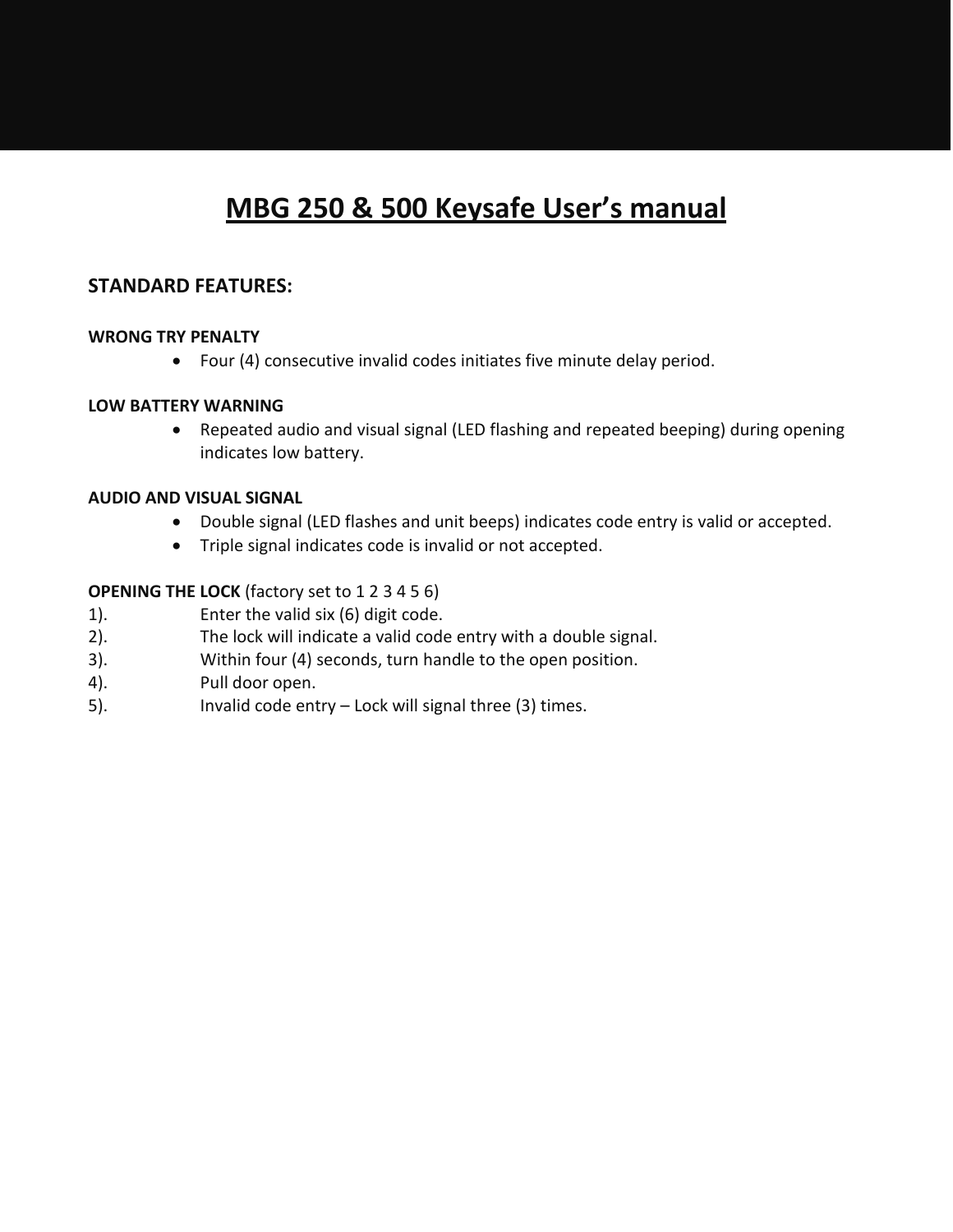# MBG 250 & 500 Keysafe User's manual

## STANDARD FEATURES:

**WRONG TRY PENALTY**

- Four (4) consecutive invalid codes initiates five minute delay period.

**LOW BATTERY WARNING**

- Repeated audio and visual signal (LED flashing and repeated beeping) during opening indicates low battery.

**AUDIO AND VISUAL SIGNAL**

- Double signal (LED flashes and unit beeps) indicates code entry is valid or accepted.
- Triple signal indicates code is invalid or not accepted.

**OPENING THE LOCK** (factory set to 1 2 3 4 5 6)

1). Enter the valid six (6) digit code.
2). The lock will indicate a valid code entry with a double signal.
3). Within four (4) seconds, turn handle to the open position.
4). Pull door open.
5). Invalid code entry – Lock will signal three (3) times.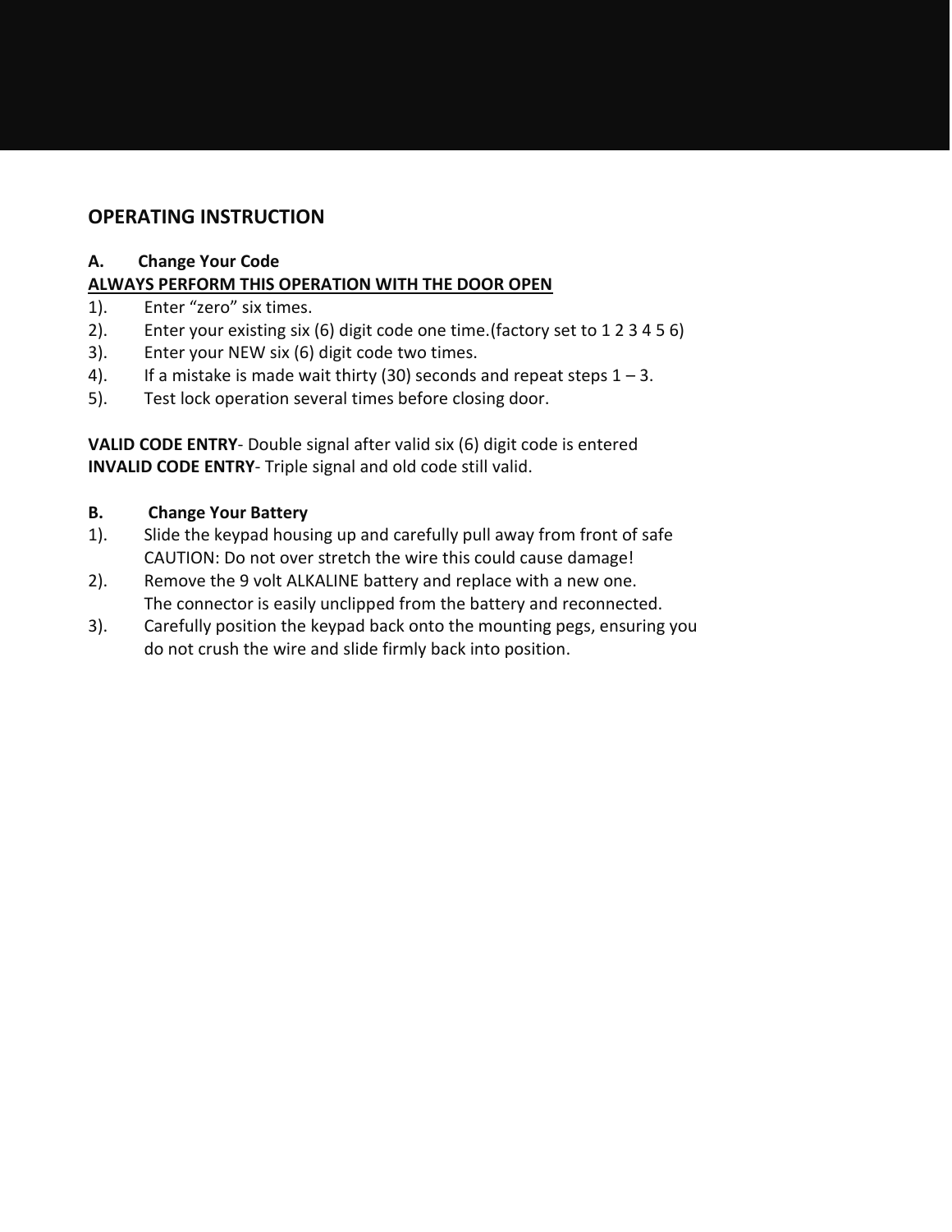## OPERATING INSTRUCTION

### A. Change Your Code

**ALWAYS PERFORM THIS OPERATION WITH THE DOOR OPEN**

1). Enter “zero” six times.
2). Enter your existing six (6) digit code one time.(factory set to 1 2 3 4 5 6)
3). Enter your NEW six (6) digit code two times.
4). If a mistake is made wait thirty (30) seconds and repeat steps 1 – 3.
5). Test lock operation several times before closing door.

**VALID CODE ENTRY**- Double signal after valid six (6) digit code is entered
**INVALID CODE ENTRY**- Triple signal and old code still valid.

### B. Change Your Battery

1). Slide the keypad housing up and carefully pull away from front of safe
CAUTION: Do not over stretch the wire this could cause damage!
2). Remove the 9 volt ALKALINE battery and replace with a new one.
The connector is easily unclipped from the battery and reconnected.
3). Carefully position the keypad back onto the mounting pegs, ensuring you do not crush the wire and slide firmly back into position.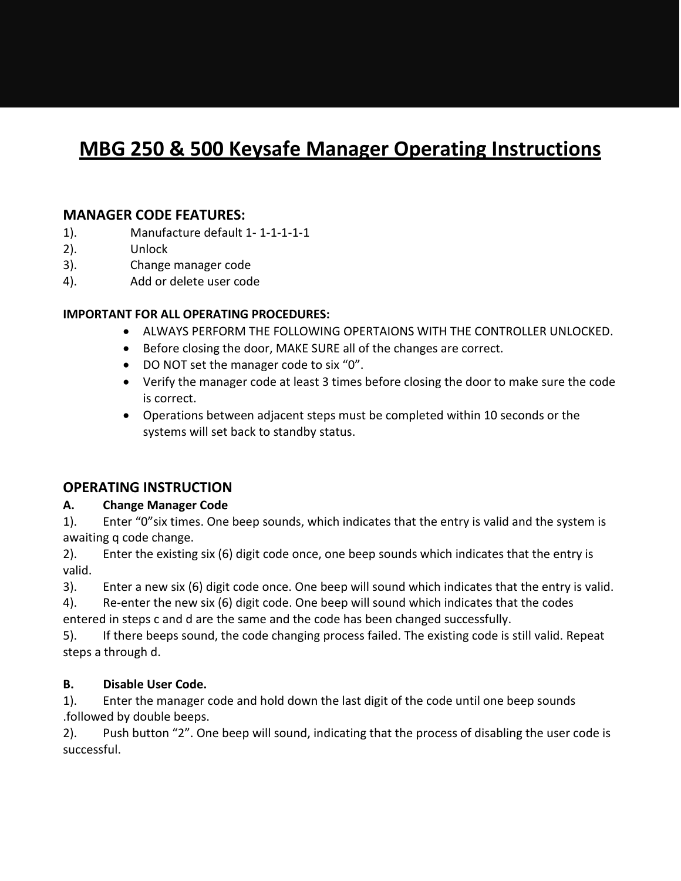# MBG 250 & 500 Keysafe Manager Operating Instructions

## MANAGER CODE FEATURES:

1). Manufacture default 1- 1-1-1-1-1
2). Unlock
3). Change manager code
4). Add or delete user code

**IMPORTANT FOR ALL OPERATING PROCEDURES:**

- ALWAYS PERFORM THE FOLLOWING OPERTAIONS WITH THE CONTROLLER UNLOCKED.
- Before closing the door, MAKE SURE all of the changes are correct.
- DO NOT set the manager code to six "0".
- Verify the manager code at least 3 times before closing the door to make sure the code is correct.
- Operations between adjacent steps must be completed within 10 seconds or the systems will set back to standby status.

## OPERATING INSTRUCTION

**A. Change Manager Code**

1). Enter "0"six times. One beep sounds, which indicates that the entry is valid and the system is awaiting q code change.
2). Enter the existing six (6) digit code once, one beep sounds which indicates that the entry is valid.
3). Enter a new six (6) digit code once. One beep will sound which indicates that the entry is valid.
4). Re-enter the new six (6) digit code. One beep will sound which indicates that the codes entered in steps c and d are the same and the code has been changed successfully.
5). If there beeps sound, the code changing process failed. The existing code is still valid. Repeat steps a through d.

**B. Disable User Code.**

1). Enter the manager code and hold down the last digit of the code until one beep sounds .followed by double beeps.
2). Push button "2". One beep will sound, indicating that the process of disabling the user code is successful.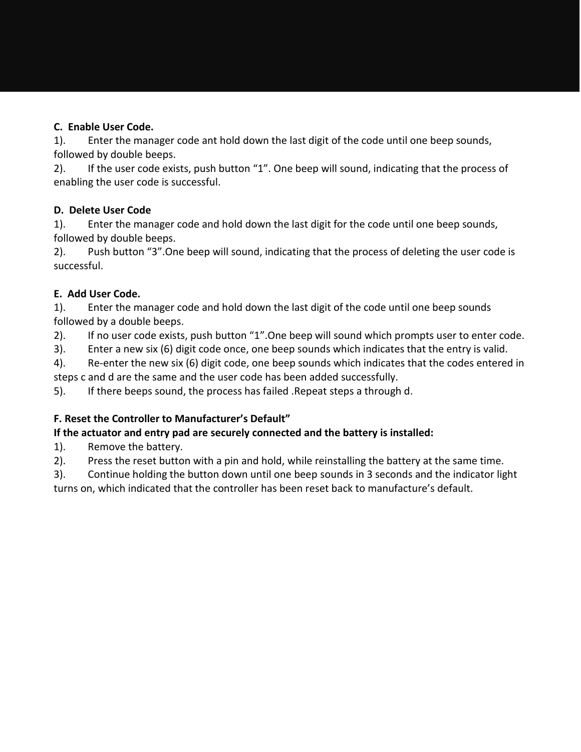**C. Enable User Code.**

1). Enter the manager code ant hold down the last digit of the code until one beep sounds, followed by double beeps.

2). If the user code exists, push button “1”. One beep will sound, indicating that the process of enabling the user code is successful.

**D. Delete User Code**

1). Enter the manager code and hold down the last digit for the code until one beep sounds, followed by double beeps.

2). Push button “3”.One beep will sound, indicating that the process of deleting the user code is successful.

**E. Add User Code.**

1). Enter the manager code and hold down the last digit of the code until one beep sounds followed by a double beeps.

2). If no user code exists, push button “1”.One beep will sound which prompts user to enter code.

3). Enter a new six (6) digit code once, one beep sounds which indicates that the entry is valid.

4). Re-enter the new six (6) digit code, one beep sounds which indicates that the codes entered in steps c and d are the same and the user code has been added successfully.

5). If there beeps sound, the process has failed .Repeat steps a through d.

**F. Reset the Controller to Manufacturer’s Default”**

**If the actuator and entry pad are securely connected and the battery is installed:**

1). Remove the battery.

2). Press the reset button with a pin and hold, while reinstalling the battery at the same time.

3). Continue holding the button down until one beep sounds in 3 seconds and the indicator light turns on, which indicated that the controller has been reset back to manufacture’s default.